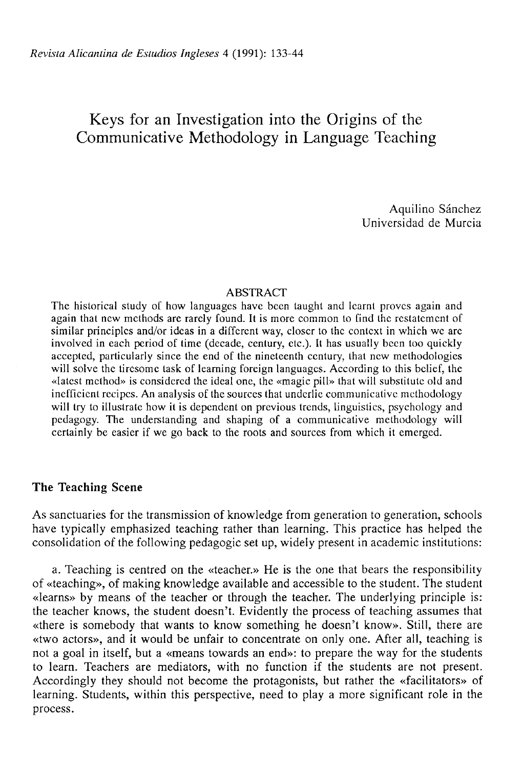# Keys for an Investigation into the Origins of the Communicative Methodology in Language Teaching

Aquilino Sánchez
Universidad de Murcia

## ABSTRACT

The historical study of how languages have been taught and learnt proves again and again that new methods are rarely found. It is more common to find the restatement of similar principles and/or ideas in a different way, closer to the context in which we are involved in each period of time (decade, century, etc.). It has usually been too quickly accepted, particularly since the end of the nineteenth century, that new methodologies will solve the tiresome task of learning foreign languages. According to this belief, the «latest method» is considered the ideal one, the «magic pill» that will substitute old and inefficient recipes. An analysis of the sources that underlie communicative methodology will try to illustrate how it is dependent on previous trends, linguistics, psychology and pedagogy. The understanding and shaping of a communicative methodology will certainly be easier if we go back to the roots and sources from which it emerged.

## The Teaching Scene

As sanctuaries for the transmission of knowledge from generation to generation, schools have typically emphasized teaching rather than learning. This practice has helped the consolidation of the following pedagogic set up, widely present in academic institutions:

a. Teaching is centred on the «teacher.» He is the one that bears the responsibility of «teaching», of making knowledge available and accessible to the student. The student «learns» by means of the teacher or through the teacher. The underlying principle is: the teacher knows, the student doesn't. Evidently the process of teaching assumes that «there is somebody that wants to know something he doesn't know». Still, there are «two actors», and it would be unfair to concentrate on only one. After all, teaching is not a goal in itself, but a «means towards an end»: to prepare the way for the students to learn. Teachers are mediators, with no function if the students are not present. Accordingly they should not become the protagonists, but rather the «facilitators» of learning. Students, within this perspective, need to play a more significant role in the process.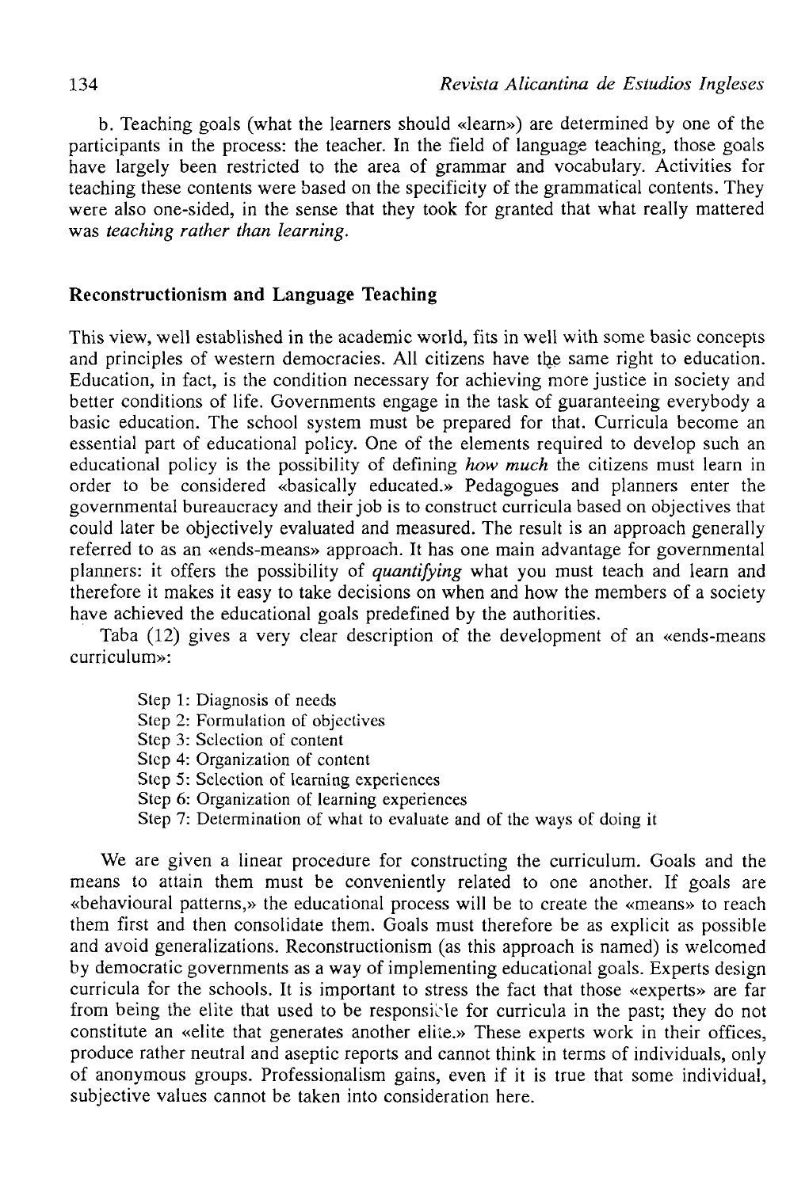b. Teaching goals (what the learners should «learn») are determined by one of the participants in the process: the teacher. In the field of language teaching, those goals have largely been restricted to the area of grammar and vocabulary. Activities for teaching these contents were based on the specificity of the grammatical contents. They were also one-sided, in the sense that they took for granted that what really mattered was *teaching rather than learning*.

## Reconstructionism and Language Teaching

This view, well established in the academic world, fits in well with some basic concepts and principles of western democracies. All citizens have the same right to education. Education, in fact, is the condition necessary for achieving more justice in society and better conditions of life. Governments engage in the task of guaranteeing everybody a basic education. The school system must be prepared for that. Curricula become an essential part of educational policy. One of the elements required to develop such an educational policy is the possibility of defining *how much* the citizens must learn in order to be considered «basically educated.» Pedagogues and planners enter the governmental bureaucracy and their job is to construct curricula based on objectives that could later be objectively evaluated and measured. The result is an approach generally referred to as an «ends-means» approach. It has one main advantage for governmental planners: it offers the possibility of *quantifying* what you must teach and learn and therefore it makes it easy to take decisions on when and how the members of a society have achieved the educational goals predefined by the authorities.

Taba (12) gives a very clear description of the development of an «ends-means curriculum»:

Step 1: Diagnosis of needs
Step 2: Formulation of objectives
Step 3: Selection of content
Step 4: Organization of content
Step 5: Selection of learning experiences
Step 6: Organization of learning experiences
Step 7: Determination of what to evaluate and of the ways of doing it

We are given a linear procedure for constructing the curriculum. Goals and the means to attain them must be conveniently related to one another. If goals are «behavioural patterns,» the educational process will be to create the «means» to reach them first and then consolidate them. Goals must therefore be as explicit as possible and avoid generalizations. Reconstructionism (as this approach is named) is welcomed by democratic governments as a way of implementing educational goals. Experts design curricula for the schools. It is important to stress the fact that those «experts» are far from being the elite that used to be responsible for curricula in the past; they do not constitute an «elite that generates another elite.» These experts work in their offices, produce rather neutral and aseptic reports and cannot think in terms of individuals, only of anonymous groups. Professionalism gains, even if it is true that some individual, subjective values cannot be taken into consideration here.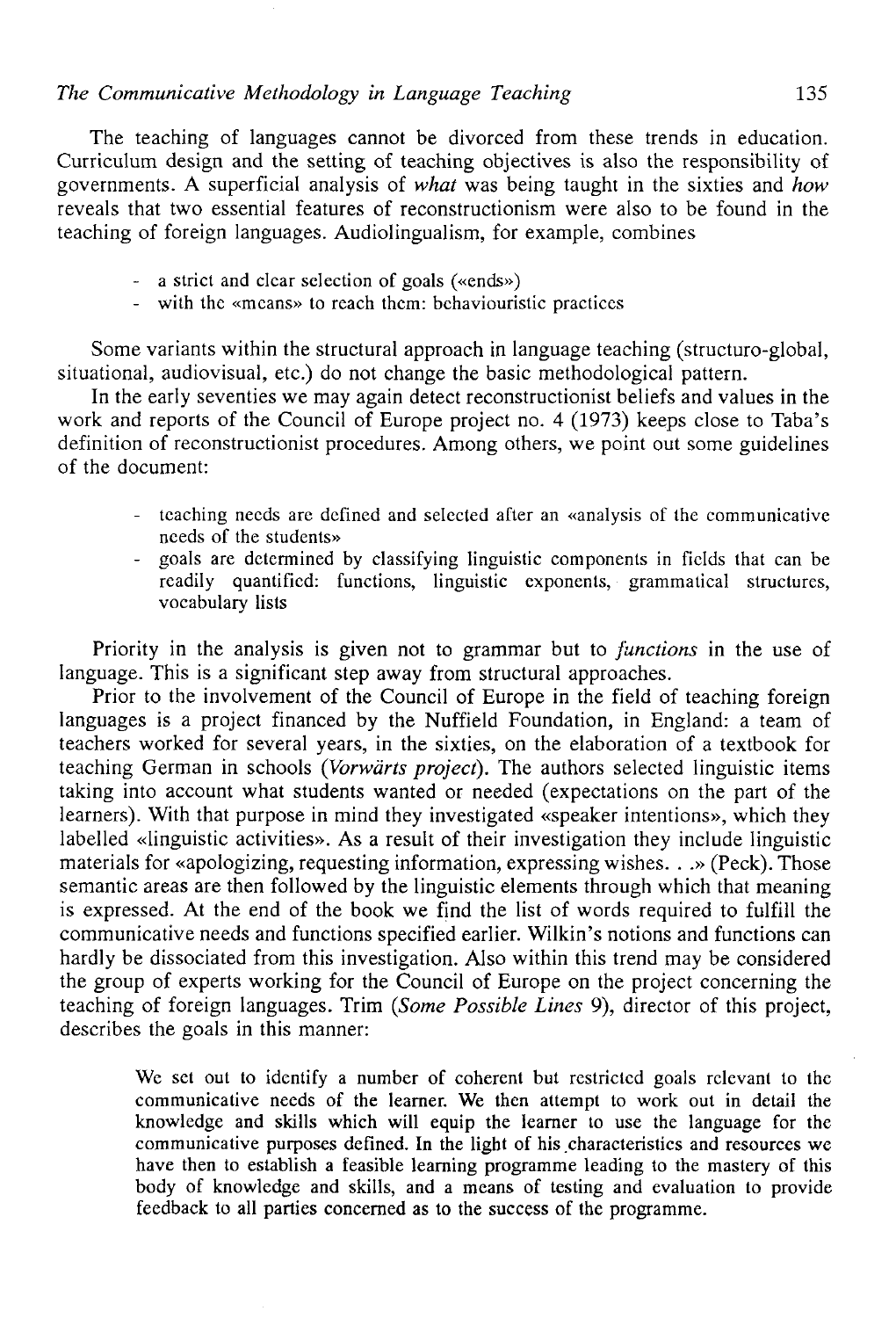The teaching of languages cannot be divorced from these trends in education. Curriculum design and the setting of teaching objectives is also the responsibility of governments. A superficial analysis of *what* was being taught in the sixties and *how* reveals that two essential features of reconstructionism were also to be found in the teaching of foreign languages. Audiolingualism, for example, combines

- a strict and clear selection of goals («ends»)
- with the «means» to reach them: behaviouristic practices

Some variants within the structural approach in language teaching (structuro-global, situational, audiovisual, etc.) do not change the basic methodological pattern.

In the early seventies we may again detect reconstructionist beliefs and values in the work and reports of the Council of Europe project no. 4 (1973) keeps close to Taba's definition of reconstructionist procedures. Among others, we point out some guidelines of the document:

- teaching needs are defined and selected after an «analysis of the communicative needs of the students»
- goals are determined by classifying linguistic components in fields that can be readily quantified: functions, linguistic exponents, grammatical structures, vocabulary lists

Priority in the analysis is given not to grammar but to *functions* in the use of language. This is a significant step away from structural approaches.

Prior to the involvement of the Council of Europe in the field of teaching foreign languages is a project financed by the Nuffield Foundation, in England: a team of teachers worked for several years, in the sixties, on the elaboration of a textbook for teaching German in schools (*Vorwärts project*). The authors selected linguistic items taking into account what students wanted or needed (expectations on the part of the learners). With that purpose in mind they investigated «speaker intentions», which they labelled «linguistic activities». As a result of their investigation they include linguistic materials for «apologizing, requesting information, expressing wishes. . .» (Peck). Those semantic areas are then followed by the linguistic elements through which that meaning is expressed. At the end of the book we find the list of words required to fulfill the communicative needs and functions specified earlier. Wilkin's notions and functions can hardly be dissociated from this investigation. Also within this trend may be considered the group of experts working for the Council of Europe on the project concerning the teaching of foreign languages. Trim (*Some Possible Lines* 9), director of this project, describes the goals in this manner:

> We set out to identify a number of coherent but restricted goals relevant to the communicative needs of the learner. We then attempt to work out in detail the knowledge and skills which will equip the learner to use the language for the communicative purposes defined. In the light of his characteristics and resources we have then to establish a feasible learning programme leading to the mastery of this body of knowledge and skills, and a means of testing and evaluation to provide feedback to all parties concerned as to the success of the programme.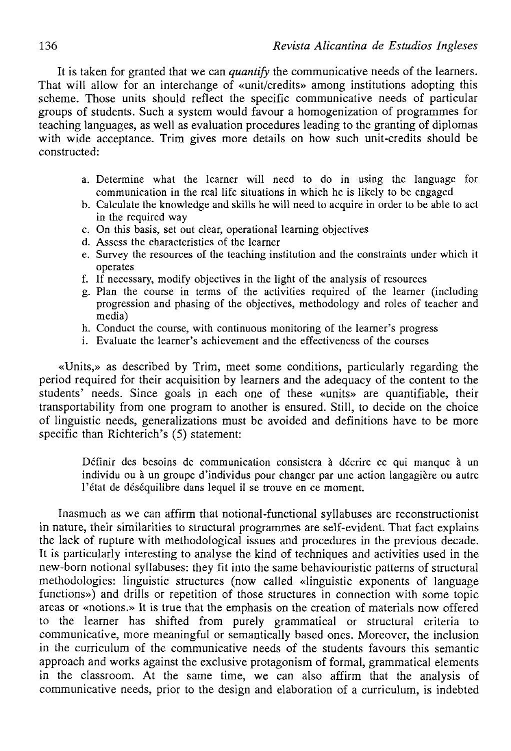It is taken for granted that we can *quantify* the communicative needs of the learners. That will allow for an interchange of «unit/credits» among institutions adopting this scheme. Those units should reflect the specific communicative needs of particular groups of students. Such a system would favour a homogenization of programmes for teaching languages, as well as evaluation procedures leading to the granting of diplomas with wide acceptance. Trim gives more details on how such unit-credits should be constructed:

> a. Determine what the learner will need to do in using the language for communication in the real life situations in which he is likely to be engaged
> b. Calculate the knowledge and skills he will need to acquire in order to be able to act in the required way
> c. On this basis, set out clear, operational learning objectives
> d. Assess the characteristics of the learner
> e. Survey the resources of the teaching institution and the constraints under which it operates
> f. If necessary, modify objectives in the light of the analysis of resources
> g. Plan the course in terms of the activities required of the learner (including progression and phasing of the objectives, methodology and roles of teacher and media)
> h. Conduct the course, with continuous monitoring of the learner's progress
> i. Evaluate the learner's achievement and the effectiveness of the courses

«Units,» as described by Trim, meet some conditions, particularly regarding the period required for their acquisition by learners and the adequacy of the content to the students' needs. Since goals in each one of these «units» are quantifiable, their transportability from one program to another is ensured. Still, to decide on the choice of linguistic needs, generalizations must be avoided and definitions have to be more specific than Richterich's (5) statement:

> Définir des besoins de communication consistera à décrire ce qui manque à un individu ou à un groupe d'individus pour changer par une action langagière ou autre l'état de déséquilibre dans lequel il se trouve en ce moment.

Inasmuch as we can affirm that notional-functional syllabuses are reconstructionist in nature, their similarities to structural programmes are self-evident. That fact explains the lack of rupture with methodological issues and procedures in the previous decade. It is particularly interesting to analyse the kind of techniques and activities used in the new-born notional syllabuses: they fit into the same behaviouristic patterns of structural methodologies: linguistic structures (now called «linguistic exponents of language functions») and drills or repetition of those structures in connection with some topic areas or «notions.» It is true that the emphasis on the creation of materials now offered to the learner has shifted from purely grammatical or structural criteria to communicative, more meaningful or semantically based ones. Moreover, the inclusion in the curriculum of the communicative needs of the students favours this semantic approach and works against the exclusive protagonism of formal, grammatical elements in the classroom. At the same time, we can also affirm that the analysis of communicative needs, prior to the design and elaboration of a curriculum, is indebted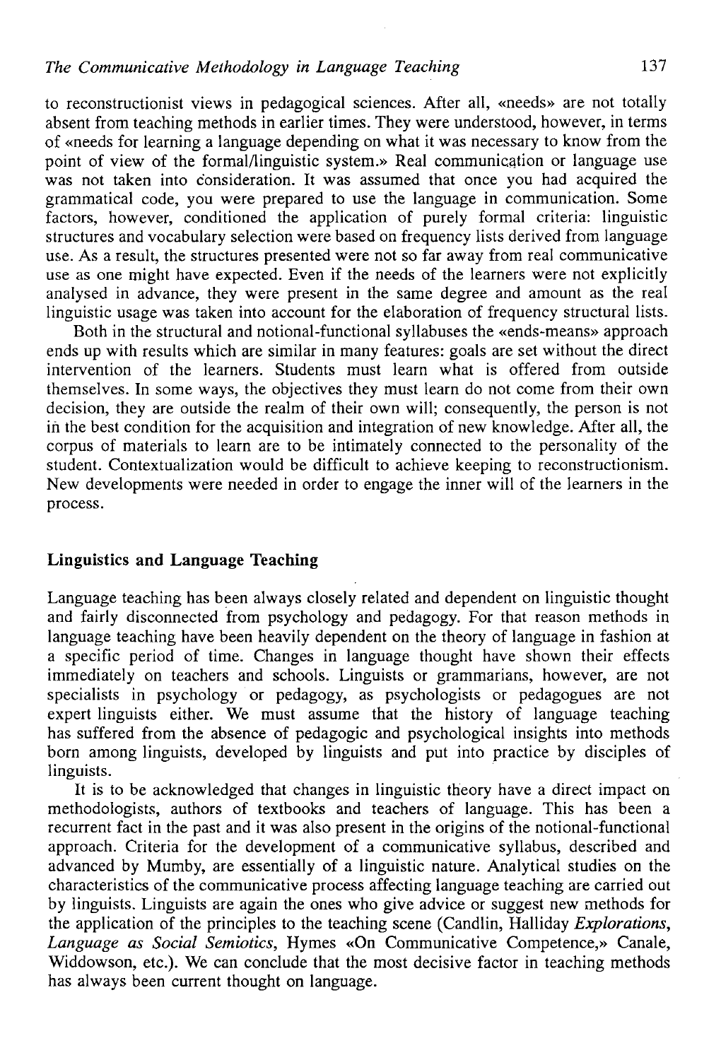to reconstructionist views in pedagogical sciences. After all, «needs» are not totally absent from teaching methods in earlier times. They were understood, however, in terms of «needs for learning a language depending on what it was necessary to know from the point of view of the formal/linguistic system.» Real communication or language use was not taken into consideration. It was assumed that once you had acquired the grammatical code, you were prepared to use the language in communication. Some factors, however, conditioned the application of purely formal criteria: linguistic structures and vocabulary selection were based on frequency lists derived from language use. As a result, the structures presented were not so far away from real communicative use as one might have expected. Even if the needs of the learners were not explicitly analysed in advance, they were present in the same degree and amount as the real linguistic usage was taken into account for the elaboration of frequency structural lists.

Both in the structural and notional-functional syllabuses the «ends-means» approach ends up with results which are similar in many features: goals are set without the direct intervention of the learners. Students must learn what is offered from outside themselves. In some ways, the objectives they must learn do not come from their own decision, they are outside the realm of their own will; consequently, the person is not in the best condition for the acquisition and integration of new knowledge. After all, the corpus of materials to learn are to be intimately connected to the personality of the student. Contextualization would be difficult to achieve keeping to reconstructionism. New developments were needed in order to engage the inner will of the learners in the process.

## Linguistics and Language Teaching

Language teaching has been always closely related and dependent on linguistic thought and fairly disconnected from psychology and pedagogy. For that reason methods in language teaching have been heavily dependent on the theory of language in fashion at a specific period of time. Changes in language thought have shown their effects immediately on teachers and schools. Linguists or grammarians, however, are not specialists in psychology or pedagogy, as psychologists or pedagogues are not expert linguists either. We must assume that the history of language teaching has suffered from the absence of pedagogic and psychological insights into methods born among linguists, developed by linguists and put into practice by disciples of linguists.

It is to be acknowledged that changes in linguistic theory have a direct impact on methodologists, authors of textbooks and teachers of language. This has been a recurrent fact in the past and it was also present in the origins of the notional-functional approach. Criteria for the development of a communicative syllabus, described and advanced by Mumby, are essentially of a linguistic nature. Analytical studies on the characteristics of the communicative process affecting language teaching are carried out by linguists. Linguists are again the ones who give advice or suggest new methods for the application of the principles to the teaching scene (Candlin, Halliday *Explorations*, *Language as Social Semiotics*, Hymes «On Communicative Competence,» Canale, Widdowson, etc.). We can conclude that the most decisive factor in teaching methods has always been current thought on language.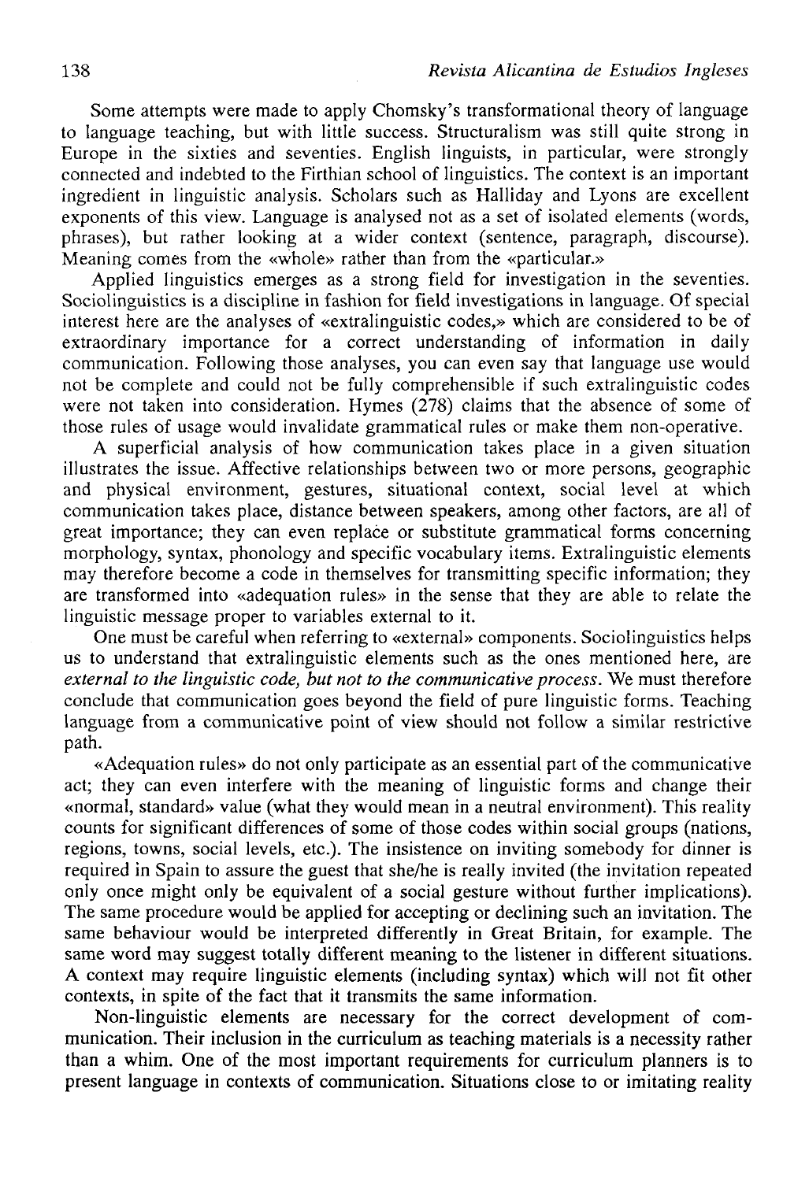Some attempts were made to apply Chomsky's transformational theory of language to language teaching, but with little success. Structuralism was still quite strong in Europe in the sixties and seventies. English linguists, in particular, were strongly connected and indebted to the Firthian school of linguistics. The context is an important ingredient in linguistic analysis. Scholars such as Halliday and Lyons are excellent exponents of this view. Language is analysed not as a set of isolated elements (words, phrases), but rather looking at a wider context (sentence, paragraph, discourse). Meaning comes from the «whole» rather than from the «particular.»

Applied linguistics emerges as a strong field for investigation in the seventies. Sociolinguistics is a discipline in fashion for field investigations in language. Of special interest here are the analyses of «extralinguistic codes,» which are considered to be of extraordinary importance for a correct understanding of information in daily communication. Following those analyses, you can even say that language use would not be complete and could not be fully comprehensible if such extralinguistic codes were not taken into consideration. Hymes (278) claims that the absence of some of those rules of usage would invalidate grammatical rules or make them non-operative.

A superficial analysis of how communication takes place in a given situation illustrates the issue. Affective relationships between two or more persons, geographic and physical environment, gestures, situational context, social level at which communication takes place, distance between speakers, among other factors, are all of great importance; they can even replace or substitute grammatical forms concerning morphology, syntax, phonology and specific vocabulary items. Extralinguistic elements may therefore become a code in themselves for transmitting specific information; they are transformed into «adequation rules» in the sense that they are able to relate the linguistic message proper to variables external to it.

One must be careful when referring to «external» components. Sociolinguistics helps us to understand that extralinguistic elements such as the ones mentioned here, are *external to the linguistic code, but not to the communicative process*. We must therefore conclude that communication goes beyond the field of pure linguistic forms. Teaching language from a communicative point of view should not follow a similar restrictive path.

«Adequation rules» do not only participate as an essential part of the communicative act; they can even interfere with the meaning of linguistic forms and change their «normal, standard» value (what they would mean in a neutral environment). This reality counts for significant differences of some of those codes within social groups (nations, regions, towns, social levels, etc.). The insistence on inviting somebody for dinner is required in Spain to assure the guest that she/he is really invited (the invitation repeated only once might only be equivalent of a social gesture without further implications). The same procedure would be applied for accepting or declining such an invitation. The same behaviour would be interpreted differently in Great Britain, for example. The same word may suggest totally different meaning to the listener in different situations. A context may require linguistic elements (including syntax) which will not fit other contexts, in spite of the fact that it transmits the same information.

Non-linguistic elements are necessary for the correct development of communication. Their inclusion in the curriculum as teaching materials is a necessity rather than a whim. One of the most important requirements for curriculum planners is to present language in contexts of communication. Situations close to or imitating reality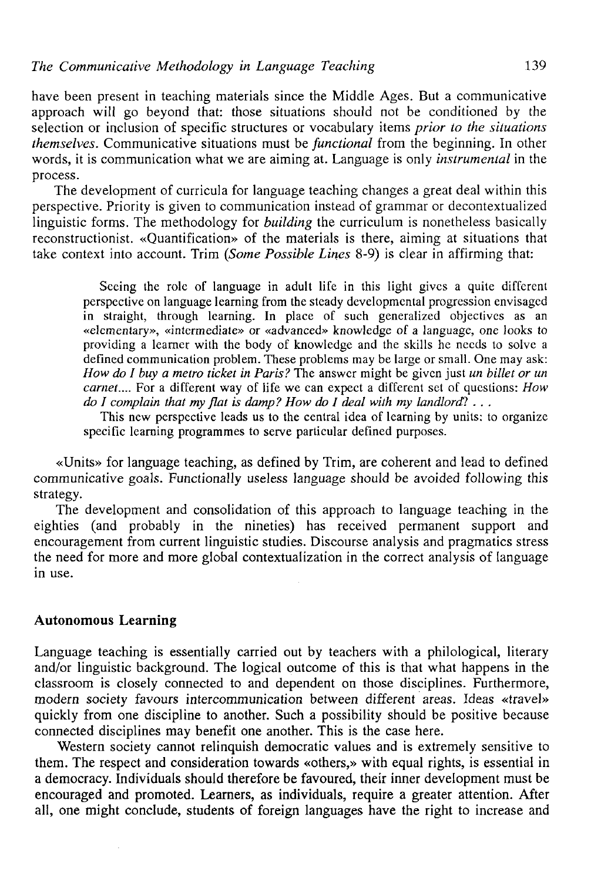have been present in teaching materials since the Middle Ages. But a communicative approach will go beyond that: those situations should not be conditioned by the selection or inclusion of specific structures or vocabulary items *prior to the situations themselves*. Communicative situations must be *functional* from the beginning. In other words, it is communication what we are aiming at. Language is only *instrumental* in the process.

The development of curricula for language teaching changes a great deal within this perspective. Priority is given to communication instead of grammar or decontextualized linguistic forms. The methodology for *building* the curriculum is nonetheless basically reconstructionist. «Quantification» of the materials is there, aiming at situations that take context into account. Trim (*Some Possible Lines* 8-9) is clear in affirming that:

> Seeing the role of language in adult life in this light gives a quite different perspective on language learning from the steady developmental progression envisaged in straight, through learning. In place of such generalized objectives as an «elementary», «intermediate» or «advanced» knowledge of a language, one looks to providing a learner with the body of knowledge and the skills he needs to solve a defined communication problem. These problems may be large or small. One may ask: *How do I buy a metro ticket in Paris?* The answer might be given just *un billet or un carnet*.... For a different way of life we can expect a different set of questions: *How do I complain that my flat is damp? How do I deal with my landlord*? . . .
>
> This new perspective leads us to the central idea of learning by units: to organize specific learning programmes to serve particular defined purposes.

«Units» for language teaching, as defined by Trim, are coherent and lead to defined communicative goals. Functionally useless language should be avoided following this strategy.

The development and consolidation of this approach to language teaching in the eighties (and probably in the nineties) has received permanent support and encouragement from current linguistic studies. Discourse analysis and pragmatics stress the need for more and more global contextualization in the correct analysis of language in use.

## Autonomous Learning

Language teaching is essentially carried out by teachers with a philological, literary and/or linguistic background. The logical outcome of this is that what happens in the classroom is closely connected to and dependent on those disciplines. Furthermore, modern society favours intercommunication between different areas. Ideas «travel» quickly from one discipline to another. Such a possibility should be positive because connected disciplines may benefit one another. This is the case here.

Western society cannot relinquish democratic values and is extremely sensitive to them. The respect and consideration towards «others,» with equal rights, is essential in a democracy. Individuals should therefore be favoured, their inner development must be encouraged and promoted. Learners, as individuals, require a greater attention. After all, one might conclude, students of foreign languages have the right to increase and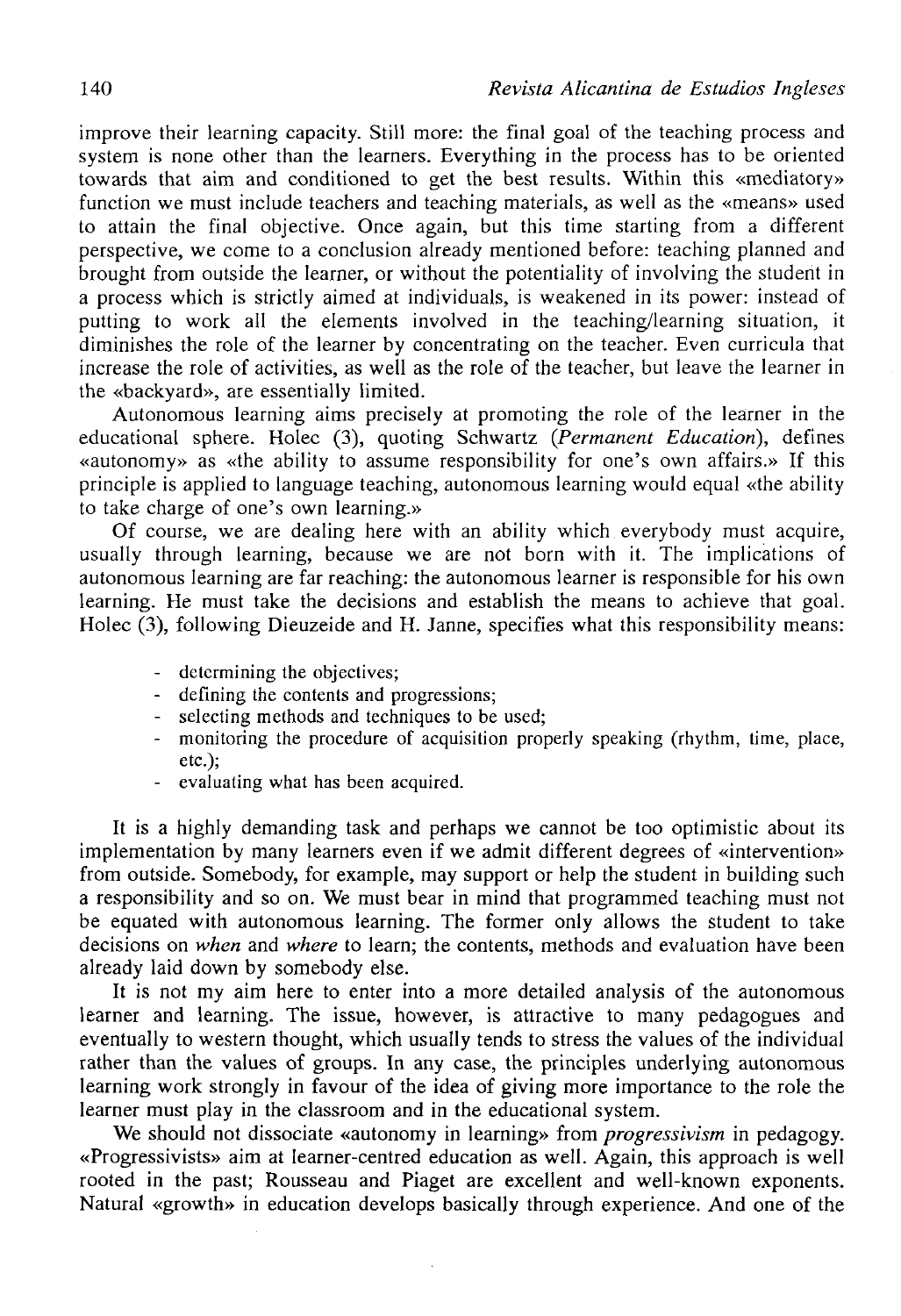improve their learning capacity. Still more: the final goal of the teaching process and system is none other than the learners. Everything in the process has to be oriented towards that aim and conditioned to get the best results. Within this «mediatory» function we must include teachers and teaching materials, as well as the «means» used to attain the final objective. Once again, but this time starting from a different perspective, we come to a conclusion already mentioned before: teaching planned and brought from outside the learner, or without the potentiality of involving the student in a process which is strictly aimed at individuals, is weakened in its power: instead of putting to work all the elements involved in the teaching/learning situation, it diminishes the role of the learner by concentrating on the teacher. Even curricula that increase the role of activities, as well as the role of the teacher, but leave the learner in the «backyard», are essentially limited.

Autonomous learning aims precisely at promoting the role of the learner in the educational sphere. Holec (3), quoting Schwartz (*Permanent Education*), defines «autonomy» as «the ability to assume responsibility for one's own affairs.» If this principle is applied to language teaching, autonomous learning would equal «the ability to take charge of one's own learning.»

Of course, we are dealing here with an ability which everybody must acquire, usually through learning, because we are not born with it. The implications of autonomous learning are far reaching: the autonomous learner is responsible for his own learning. He must take the decisions and establish the means to achieve that goal. Holec (3), following Dieuzeide and H. Janne, specifies what this responsibility means:

- determining the objectives;
- defining the contents and progressions;
- selecting methods and techniques to be used;
- monitoring the procedure of acquisition properly speaking (rhythm, time, place, etc.);
- evaluating what has been acquired.

It is a highly demanding task and perhaps we cannot be too optimistic about its implementation by many learners even if we admit different degrees of «intervention» from outside. Somebody, for example, may support or help the student in building such a responsibility and so on. We must bear in mind that programmed teaching must not be equated with autonomous learning. The former only allows the student to take decisions on *when* and *where* to learn; the contents, methods and evaluation have been already laid down by somebody else.

It is not my aim here to enter into a more detailed analysis of the autonomous learner and learning. The issue, however, is attractive to many pedagogues and eventually to western thought, which usually tends to stress the values of the individual rather than the values of groups. In any case, the principles underlying autonomous learning work strongly in favour of the idea of giving more importance to the role the learner must play in the classroom and in the educational system.

We should not dissociate «autonomy in learning» from *progressivism* in pedagogy. «Progressivists» aim at learner-centred education as well. Again, this approach is well rooted in the past; Rousseau and Piaget are excellent and well-known exponents. Natural «growth» in education develops basically through experience. And one of the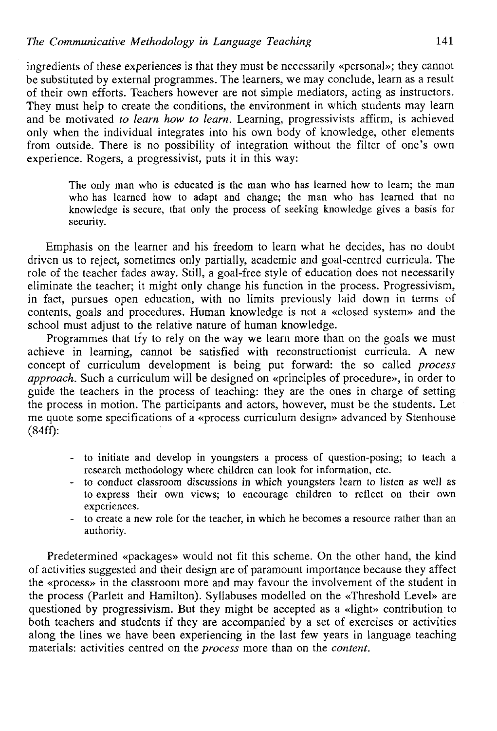ingredients of these experiences is that they must be necessarily «personal»; they cannot be substituted by external programmes. The learners, we may conclude, learn as a result of their own efforts. Teachers however are not simple mediators, acting as instructors. They must help to create the conditions, the environment in which students may learn and be motivated *to learn how to learn*. Learning, progressivists affirm, is achieved only when the individual integrates into his own body of knowledge, other elements from outside. There is no possibility of integration without the filter of one's own experience. Rogers, a progressivist, puts it in this way:

> The only man who is educated is the man who has learned how to learn; the man who has learned how to adapt and change; the man who has learned that no knowledge is secure, that only the process of seeking knowledge gives a basis for security.

Emphasis on the learner and his freedom to learn what he decides, has no doubt driven us to reject, sometimes only partially, academic and goal-centred curricula. The role of the teacher fades away. Still, a goal-free style of education does not necessarily eliminate the teacher; it might only change his function in the process. Progressivism, in fact, pursues open education, with no limits previously laid down in terms of contents, goals and procedures. Human knowledge is not a «closed system» and the school must adjust to the relative nature of human knowledge.

Programmes that try to rely on the way we learn more than on the goals we must achieve in learning, cannot be satisfied with reconstructionist curricula. A new concept of curriculum development is being put forward: the so called *process approach*. Such a curriculum will be designed on «principles of procedure», in order to guide the teachers in the process of teaching: they are the ones in charge of setting the process in motion. The participants and actors, however, must be the students. Let me quote some specifications of a «process curriculum design» advanced by Stenhouse (84ff):

> - to initiate and develop in youngsters a process of question-posing; to teach a research methodology where children can look for information, etc.
> - to conduct classroom discussions in which youngsters learn to listen as well as to express their own views; to encourage children to reflect on their own experiences.
> - to create a new role for the teacher, in which he becomes a resource rather than an authority.

Predetermined «packages» would not fit this scheme. On the other hand, the kind of activities suggested and their design are of paramount importance because they affect the «process» in the classroom more and may favour the involvement of the student in the process (Parlett and Hamilton). Syllabuses modelled on the «Threshold Level» are questioned by progressivism. But they might be accepted as a «light» contribution to both teachers and students if they are accompanied by a set of exercises or activities along the lines we have been experiencing in the last few years in language teaching materials: activities centred on the *process* more than on the *content*.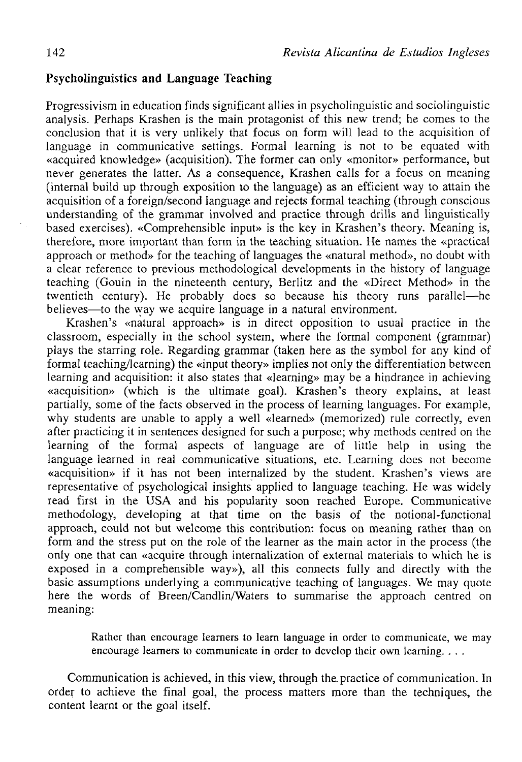## Psycholinguistics and Language Teaching

Progressivism in education finds significant allies in psycholinguistic and sociolinguistic analysis. Perhaps Krashen is the main protagonist of this new trend; he comes to the conclusion that it is very unlikely that focus on form will lead to the acquisition of language in communicative settings. Formal learning is not to be equated with «acquired knowledge» (acquisition). The former can only «monitor» performance, but never generates the latter. As a consequence, Krashen calls for a focus on meaning (internal build up through exposition to the language) as an efficient way to attain the acquisition of a foreign/second language and rejects formal teaching (through conscious understanding of the grammar involved and practice through drills and linguistically based exercises). «Comprehensible input» is the key in Krashen's theory. Meaning is, therefore, more important than form in the teaching situation. He names the «practical approach or method» for the teaching of languages the «natural method», no doubt with a clear reference to previous methodological developments in the history of language teaching (Gouin in the nineteenth century, Berlitz and the «Direct Method» in the twentieth century). He probably does so because his theory runs parallel—he believes—to the way we acquire language in a natural environment.

Krashen's «natural approach» is in direct opposition to usual practice in the classroom, especially in the school system, where the formal component (grammar) plays the starring role. Regarding grammar (taken here as the symbol for any kind of formal teaching/learning) the «input theory» implies not only the differentiation between learning and acquisition: it also states that «learning» may be a hindrance in achieving «acquisition» (which is the ultimate goal). Krashen's theory explains, at least partially, some of the facts observed in the process of learning languages. For example, why students are unable to apply a well «learned» (memorized) rule correctly, even after practicing it in sentences designed for such a purpose; why methods centred on the learning of the formal aspects of language are of little help in using the language learned in real communicative situations, etc. Learning does not become «acquisition» if it has not been internalized by the student. Krashen's views are representative of psychological insights applied to language teaching. He was widely read first in the USA and his popularity soon reached Europe. Communicative methodology, developing at that time on the basis of the notional-functional approach, could not but welcome this contribution: focus on meaning rather than on form and the stress put on the role of the learner as the main actor in the process (the only one that can «acquire through internalization of external materials to which he is exposed in a comprehensible way»), all this connects fully and directly with the basic assumptions underlying a communicative teaching of languages. We may quote here the words of Breen/Candlin/Waters to summarise the approach centred on meaning:

> Rather than encourage learners to learn language in order to communicate, we may encourage learners to communicate in order to develop their own learning. . . .

Communication is achieved, in this view, through the practice of communication. In order to achieve the final goal, the process matters more than the techniques, the content learnt or the goal itself.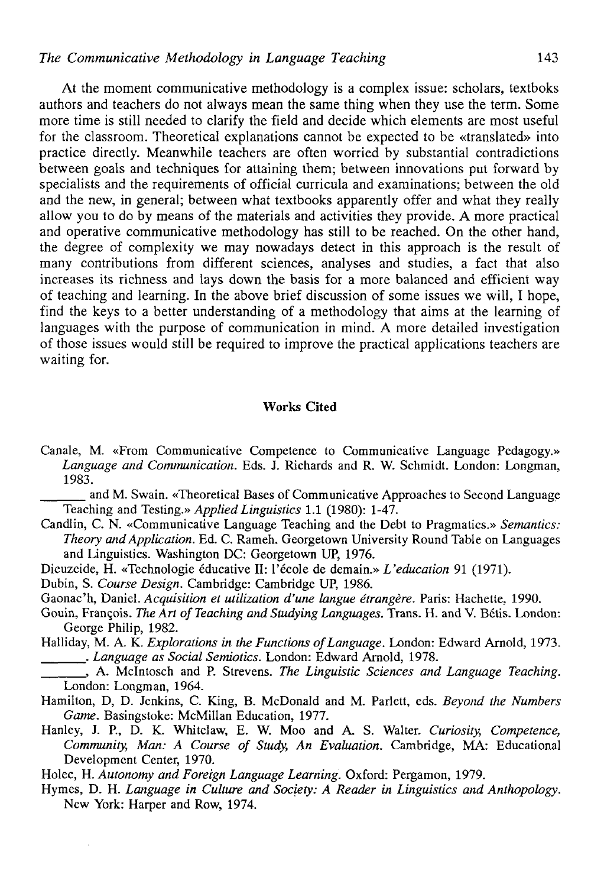At the moment communicative methodology is a complex issue: scholars, textboks authors and teachers do not always mean the same thing when they use the term. Some more time is still needed to clarify the field and decide which elements are most useful for the classroom. Theoretical explanations cannot be expected to be «translated» into practice directly. Meanwhile teachers are often worried by substantial contradictions between goals and techniques for attaining them; between innovations put forward by specialists and the requirements of official curricula and examinations; between the old and the new, in general; between what textbooks apparently offer and what they really allow you to do by means of the materials and activities they provide. A more practical and operative communicative methodology has still to be reached. On the other hand, the degree of complexity we may nowadays detect in this approach is the result of many contributions from different sciences, analyses and studies, a fact that also increases its richness and lays down the basis for a more balanced and efficient way of teaching and learning. In the above brief discussion of some issues we will, I hope, find the keys to a better understanding of a methodology that aims at the learning of languages with the purpose of communication in mind. A more detailed investigation of those issues would still be required to improve the practical applications teachers are waiting for.

## Works Cited

Canale, M. «From Communicative Competence to Communicative Language Pedagogy.» *Language and Communication.* Eds. J. Richards and R. W. Schmidt. London: Longman, 1983.

_______ and M. Swain. «Theoretical Bases of Communicative Approaches to Second Language Teaching and Testing.» *Applied Linguistics* 1.1 (1980): 1-47.

Candlin, C. N. «Communicative Language Teaching and the Debt to Pragmatics.» *Semantics: Theory and Application.* Ed. C. Rameh. Georgetown University Round Table on Languages and Linguistics. Washington DC: Georgetown UP, 1976.

Dieuzeide, H. «Technologie éducative II: l'école de demain.» *L'education* 91 (1971).

Dubin, S. *Course Design.* Cambridge: Cambridge UP, 1986.

Gaonac'h, Daniel. *Acquisition et utilization d'une langue étrangère.* Paris: Hachette, 1990.

Gouin, François. *The Art of Teaching and Studying Languages.* Trans. H. and V. Bétis. London: George Philip, 1982.

Halliday, M. A. K. *Explorations in the Functions of Language.* London: Edward Arnold, 1973.

_______. *Language as Social Semiotics.* London: Edward Arnold, 1978.

_______, A. McIntosch and P. Strevens. *The Linguistic Sciences and Language Teaching.* London: Longman, 1964.

Hamilton, D, D. Jenkins, C. King, B. McDonald and M. Parlett, eds. *Beyond the Numbers Game.* Basingstoke: McMillan Education, 1977.

Hanley, J. P., D. K. Whitelaw, E. W. Moo and A. S. Walter. *Curiosity, Competence, Community, Man: A Course of Study, An Evaluation.* Cambridge, MA: Educational Development Center, 1970.

Holec, H. *Autonomy and Foreign Language Learning.* Oxford: Pergamon, 1979.

Hymes, D. H. *Language in Culture and Society: A Reader in Linguistics and Anthopology.* New York: Harper and Row, 1974.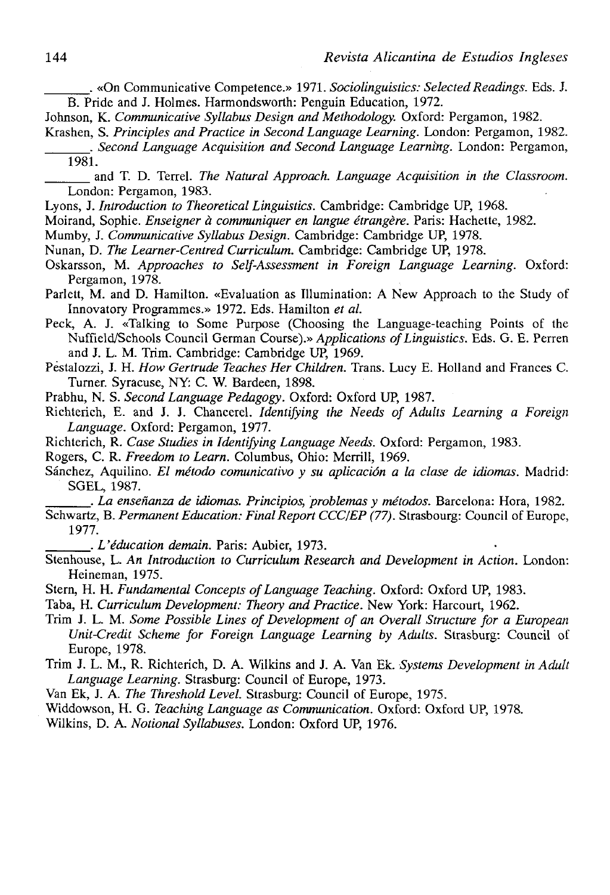______. «On Communicative Competence.» 1971. *Sociolinguistics: Selected Readings*. Eds. J. B. Pride and J. Holmes. Harmondsworth: Penguin Education, 1972.

Johnson, K. *Communicative Syllabus Design and Methodology.* Oxford: Pergamon, 1982.

Krashen, S. *Principles and Practice in Second Language Learning*. London: Pergamon, 1982.

______. *Second Language Acquisition and Second Language Learning*. London: Pergamon, 1981.

______ and T. D. Terrel. *The Natural Approach. Language Acquisition in the Classroom.* London: Pergamon, 1983.

Lyons, J. *Introduction to Theoretical Linguistics*. Cambridge: Cambridge UP, 1968.

Moirand, Sophie. *Enseigner à communiquer en langue étrangère*. Paris: Hachette, 1982.

Mumby, J. *Communicative Syllabus Design*. Cambridge: Cambridge UP, 1978.

Nunan, D. *The Learner-Centred Curriculum.* Cambridge: Cambridge UP, 1978.

Oskarsson, M. *Approaches to Self-Assessment in Foreign Language Learning*. Oxford: Pergamon, 1978.

Parlett, M. and D. Hamilton. «Evaluation as Illumination: A New Approach to the Study of Innovatory Programmes.» 1972. Eds. Hamilton *et al.*

Peck, A. J. «Talking to Some Purpose (Choosing the Language-teaching Points of the Nuffield/Schools Council German Course).» *Applications of Linguistics*. Eds. G. E. Perren and J. L. M. Trim. Cambridge: Cambridge UP, 1969.

Pestalozzi, J. H. *How Gertrude Teaches Her Children*. Trans. Lucy E. Holland and Frances C. Turner. Syracuse, NY: C. W. Bardeen, 1898.

Prabhu, N. S. *Second Language Pedagogy*. Oxford: Oxford UP, 1987.

Richterich, E. and J. J. Chancerel. *Identifying the Needs of Adults Learning a Foreign Language*. Oxford: Pergamon, 1977.

Richterich, R. *Case Studies in Identifying Language Needs*. Oxford: Pergamon, 1983.

Rogers, C. R. *Freedom to Learn*. Columbus, Ohio: Merrill, 1969.

Sánchez, Aquilino. *El método comunicativo y su aplicación a la clase de idiomas*. Madrid: SGEL, 1987.

______. *La enseñanza de idiomas. Principios, problemas y métodos*. Barcelona: Hora, 1982.

Schwartz, B. *Permanent Education: Final Report CCC/EP (77)*. Strasbourg: Council of Europe, 1977.

______. *L'éducation demain*. Paris: Aubier, 1973.

Stenhouse, L. *An Introduction to Curriculum Research and Development in Action*. London: Heineman, 1975.

Stern, H. H. *Fundamental Concepts of Language Teaching*. Oxford: Oxford UP, 1983.

Taba, H. *Curriculum Development: Theory and Practice*. New York: Harcourt, 1962.

Trim J. L. M. *Some Possible Lines of Development of an Overall Structure for a European Unit-Credit Scheme for Foreign Language Learning by Adults*. Strasburg: Council of Europe, 1978.

Trim J. L. M., R. Richterich, D. A. Wilkins and J. A. Van Ek. *Systems Development in Adult Language Learning*. Strasburg: Council of Europe, 1973.

Van Ek, J. A. *The Threshold Level*. Strasburg: Council of Europe, 1975.

Widdowson, H. G. *Teaching Language as Communication*. Oxford: Oxford UP, 1978.

Wilkins, D. A. *Notional Syllabuses*. London: Oxford UP, 1976.